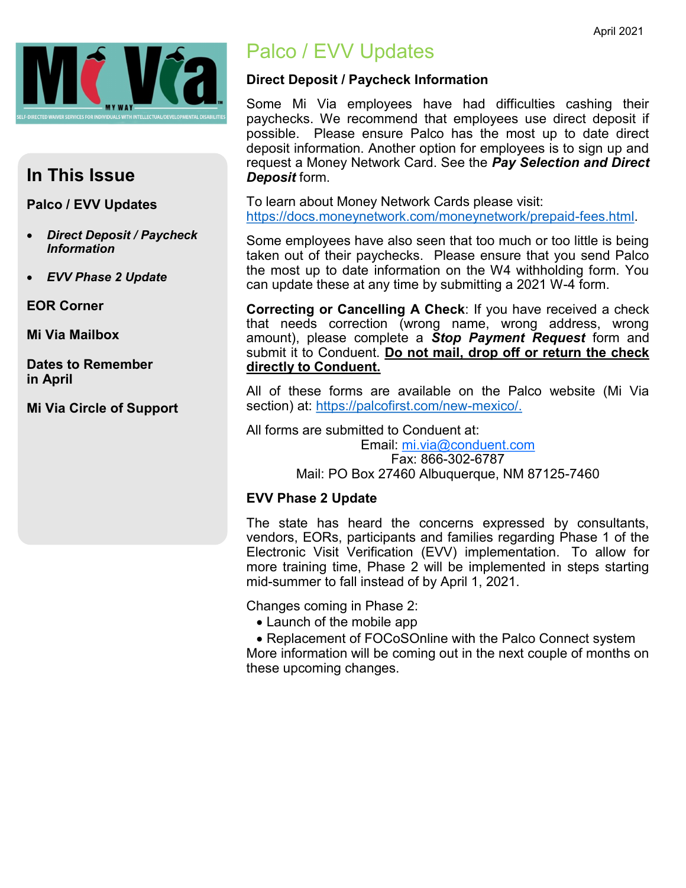April 2021

Mi Via

MY WAY

SELF-DIRECTED WAIVER SERVICES FOR INDIVIDUALS WITH INTELLECTUAL/DEVELOPMENTAL DISABILITIES

## In This Issue

**Palco / EVV Updates**

- ***Direct Deposit / Paycheck Information***
- ***EVV Phase 2 Update***

**EOR Corner**

**Mi Via Mailbox**

**Dates to Remember in April**

**Mi Via Circle of Support**

# Palco / EVV Updates

### Direct Deposit / Paycheck Information

Some Mi Via employees have had difficulties cashing their paychecks. We recommend that employees use direct deposit if possible. Please ensure Palco has the most up to date direct deposit information. Another option for employees is to sign up and request a Money Network Card. See the ***Pay Selection and Direct Deposit*** form.

To learn about Money Network Cards please visit: https://docs.moneynetwork.com/moneynetwork/prepaid-fees.html.

Some employees have also seen that too much or too little is being taken out of their paychecks. Please ensure that you send Palco the most up to date information on the W4 withholding form. You can update these at any time by submitting a 2021 W-4 form.

**Correcting or Cancelling A Check**: If you have received a check that needs correction (wrong name, wrong address, wrong amount), please complete a ***Stop Payment Request*** form and submit it to Conduent. **Do not mail, drop off or return the check directly to Conduent.**

All of these forms are available on the Palco website (Mi Via section) at: https://palcofirst.com/new-mexico/.

All forms are submitted to Conduent at:

Email: mi.via@conduent.com
Fax: 866-302-6787
Mail: PO Box 27460 Albuquerque, NM 87125-7460

### EVV Phase 2 Update

The state has heard the concerns expressed by consultants, vendors, EORs, participants and families regarding Phase 1 of the Electronic Visit Verification (EVV) implementation. To allow for more training time, Phase 2 will be implemented in steps starting mid-summer to fall instead of by April 1, 2021.

Changes coming in Phase 2:

- Launch of the mobile app
- Replacement of FOCoSOnline with the Palco Connect system

More information will be coming out in the next couple of months on these upcoming changes.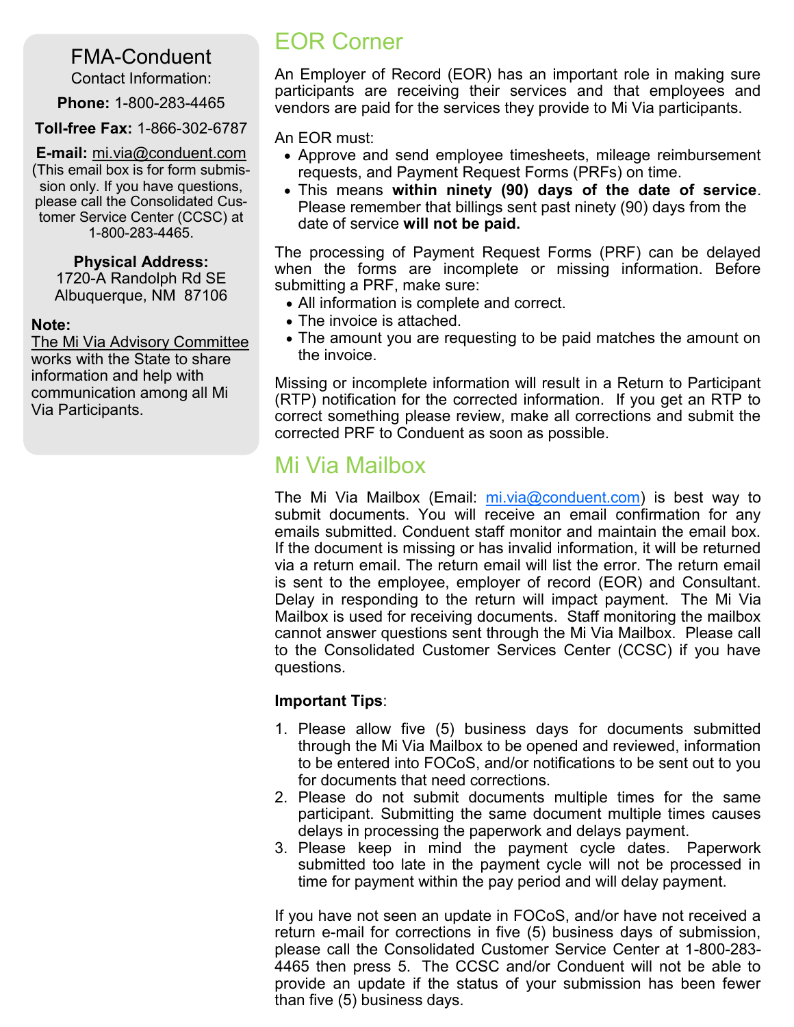## FMA-Conduent

Contact Information:

**Phone:** 1-800-283-4465

**Toll-free Fax:** 1-866-302-6787

**E-mail:** mi.via@conduent.com (This email box is for form submission only. If you have questions, please call the Consolidated Customer Service Center (CCSC) at 1-800-283-4465.

**Physical Address:**
1720-A Randolph Rd SE
Albuquerque, NM 87106

**Note:**
The Mi Via Advisory Committee works with the State to share information and help with communication among all Mi Via Participants.

## EOR Corner

An Employer of Record (EOR) has an important role in making sure participants are receiving their services and that employees and vendors are paid for the services they provide to Mi Via participants.

An EOR must:

- Approve and send employee timesheets, mileage reimbursement requests, and Payment Request Forms (PRFs) on time.
- This means **within ninety (90) days of the date of service**. Please remember that billings sent past ninety (90) days from the date of service **will not be paid.**

The processing of Payment Request Forms (PRF) can be delayed when the forms are incomplete or missing information. Before submitting a PRF, make sure:

- All information is complete and correct.
- The invoice is attached.
- The amount you are requesting to be paid matches the amount on the invoice.

Missing or incomplete information will result in a Return to Participant (RTP) notification for the corrected information. If you get an RTP to correct something please review, make all corrections and submit the corrected PRF to Conduent as soon as possible.

## Mi Via Mailbox

The Mi Via Mailbox (Email: mi.via@conduent.com) is best way to submit documents. You will receive an email confirmation for any emails submitted. Conduent staff monitor and maintain the email box. If the document is missing or has invalid information, it will be returned via a return email. The return email will list the error. The return email is sent to the employee, employer of record (EOR) and Consultant. Delay in responding to the return will impact payment. The Mi Via Mailbox is used for receiving documents. Staff monitoring the mailbox cannot answer questions sent through the Mi Via Mailbox. Please call to the Consolidated Customer Services Center (CCSC) if you have questions.

**Important Tips**:

1. Please allow five (5) business days for documents submitted through the Mi Via Mailbox to be opened and reviewed, information to be entered into FOCoS, and/or notifications to be sent out to you for documents that need corrections.
2. Please do not submit documents multiple times for the same participant. Submitting the same document multiple times causes delays in processing the paperwork and delays payment.
3. Please keep in mind the payment cycle dates. Paperwork submitted too late in the payment cycle will not be processed in time for payment within the pay period and will delay payment.

If you have not seen an update in FOCoS, and/or have not received a return e-mail for corrections in five (5) business days of submission, please call the Consolidated Customer Service Center at 1-800-283-4465 then press 5. The CCSC and/or Conduent will not be able to provide an update if the status of your submission has been fewer than five (5) business days.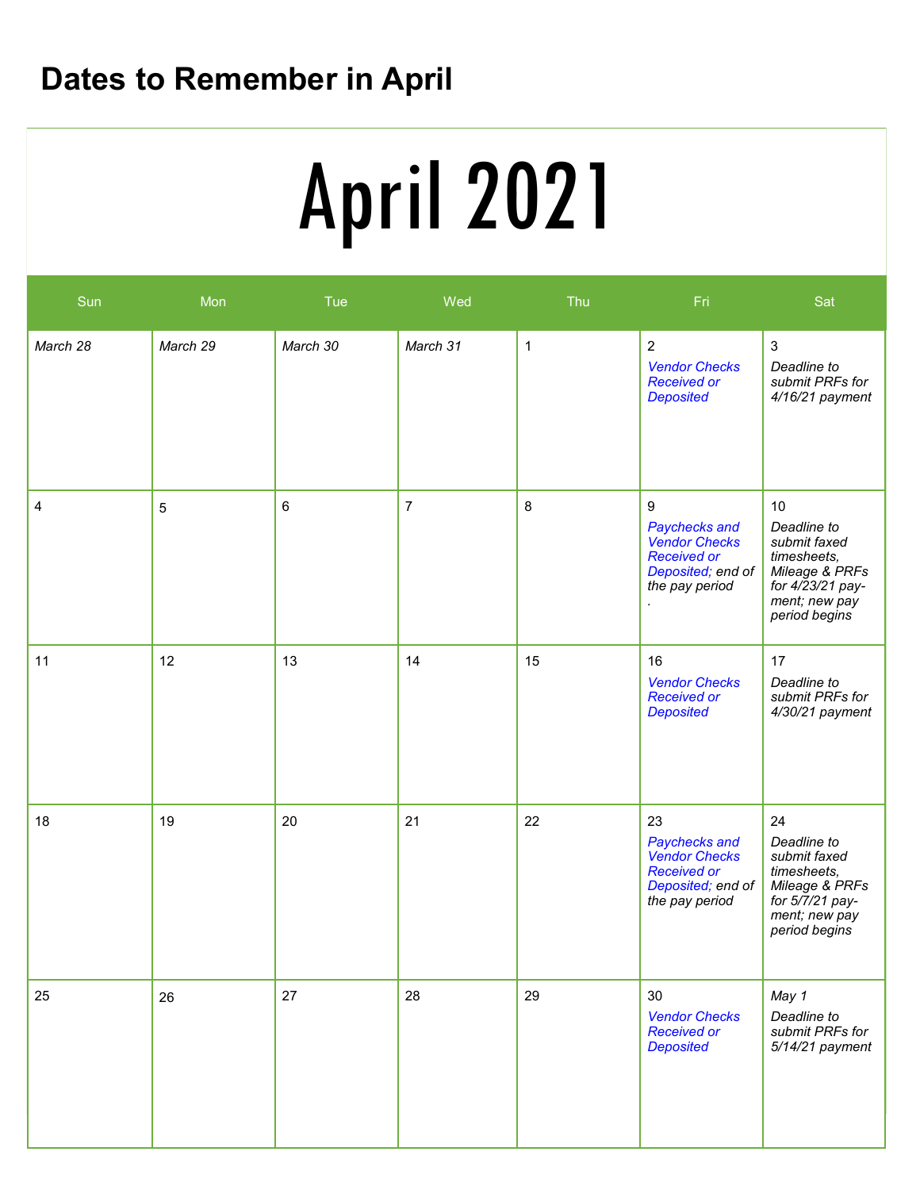# Dates to Remember in April

## April 2021

| Sun | Mon | Tue | Wed | Thu | Fri | Sat |
|---|---|---|---|---|---|---|
| *March 28* | *March 29* | *March 30* | *March 31* | 1 | 2 *Vendor Checks Received or Deposited* | 3 *Deadline to submit PRFs for 4/16/21 payment* |
| 4 | 5 | 6 | 7 | 8 | 9 *Paychecks and Vendor Checks Received or Deposited; end of the pay period* . | 10 *Deadline to submit faxed timesheets, Mileage & PRFs for 4/23/21 payment; new pay period begins* |
| 11 | 12 | 13 | 14 | 15 | 16 *Vendor Checks Received or Deposited* | 17 *Deadline to submit PRFs for 4/30/21 payment* |
| 18 | 19 | 20 | 21 | 22 | 23 *Paychecks and Vendor Checks Received or Deposited; end of the pay period* | 24 *Deadline to submit faxed timesheets, Mileage & PRFs for 5/7/21 payment; new pay period begins* |
| 25 | 26 | 27 | 28 | 29 | 30 *Vendor Checks Received or Deposited* | *May 1* *Deadline to submit PRFs for 5/14/21 payment* |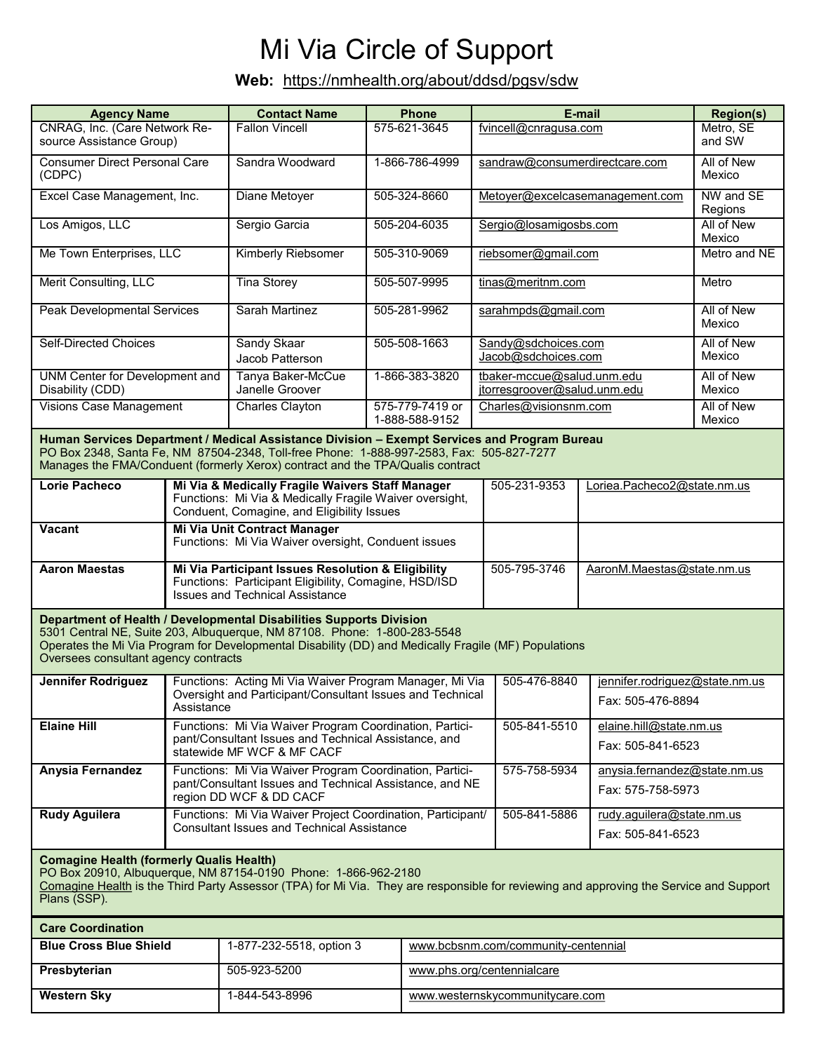# Mi Via Circle of Support

**Web:** https://nmhealth.org/about/ddsd/pgsv/sdw

| Agency Name | Contact Name | Phone | E-mail | Region(s) |
|---|---|---|---|---|
| CNRAG, Inc. (Care Network Resource Assistance Group) | Fallon Vincell | 575-621-3645 | fvincell@cnragusa.com | Metro, SE and SW |
| Consumer Direct Personal Care (CDPC) | Sandra Woodward | 1-866-786-4999 | sandraw@consumerdirectcare.com | All of New Mexico |
| Excel Case Management, Inc. | Diane Metoyer | 505-324-8660 | Metoyer@excelcasemanagement.com | NW and SE Regions |
| Los Amigos, LLC | Sergio Garcia | 505-204-6035 | Sergio@losamigosbs.com | All of New Mexico |
| Me Town Enterprises, LLC | Kimberly Riebsomer | 505-310-9069 | riebsomer@gmail.com | Metro and NE |
| Merit Consulting, LLC | Tina Storey | 505-507-9995 | tinas@meritnm.com | Metro |
| Peak Developmental Services | Sarah Martinez | 505-281-9962 | sarahmpds@gmail.com | All of New Mexico |
| Self-Directed Choices | Sandy Skaar<br>Jacob Patterson | 505-508-1663 | Sandy@sdchoices.com<br>Jacob@sdchoices.com | All of New Mexico |
| UNM Center for Development and Disability (CDD) | Tanya Baker-McCue<br>Janelle Groover | 1-866-383-3820 | tbaker-mccue@salud.unm.edu<br>jtorresgroover@salud.unm.edu | All of New Mexico |
| Visions Case Management | Charles Clayton | 575-779-7419 or 1-888-588-9152 | Charles@visionsnm.com | All of New Mexico |

**Human Services Department / Medical Assistance Division – Exempt Services and Program Bureau**
PO Box 2348, Santa Fe, NM 87504-2348, Toll-free Phone: 1-888-997-2583, Fax: 505-827-7277
Manages the FMA/Conduent (formerly Xerox) contract and the TPA/Qualis contract

| | | | |
|---|---|---|---|
| **Lorie Pacheco** | **Mi Via & Medically Fragile Waivers Staff Manager**<br>Functions: Mi Via & Medically Fragile Waiver oversight, Conduent, Comagine, and Eligibility Issues | 505-231-9353 | Loriea.Pacheco2@state.nm.us |
| **Vacant** | **Mi Via Unit Contract Manager**<br>Functions: Mi Via Waiver oversight, Conduent issues | | |
| **Aaron Maestas** | **Mi Via Participant Issues Resolution & Eligibility**<br>Functions: Participant Eligibility, Comagine, HSD/ISD Issues and Technical Assistance | 505-795-3746 | AaronM.Maestas@state.nm.us |

**Department of Health / Developmental Disabilities Supports Division**
5301 Central NE, Suite 203, Albuquerque, NM 87108. Phone: 1-800-283-5548
Operates the Mi Via Program for Developmental Disability (DD) and Medically Fragile (MF) Populations
Oversees consultant agency contracts

| | | | |
|---|---|---|---|
| **Jennifer Rodriguez** | Functions: Acting Mi Via Waiver Program Manager, Mi Via Oversight and Participant/Consultant Issues and Technical Assistance | 505-476-8840 | jennifer.rodriguez@state.nm.us<br>Fax: 505-476-8894 |
| **Elaine Hill** | Functions: Mi Via Waiver Program Coordination, Participant/Consultant Issues and Technical Assistance, and statewide MF WCF & MF CACF | 505-841-5510 | elaine.hill@state.nm.us<br>Fax: 505-841-6523 |
| **Anysia Fernandez** | Functions: Mi Via Waiver Program Coordination, Participant/Consultant Issues and Technical Assistance, and NE region DD WCF & DD CACF | 575-758-5934 | anysia.fernandez@state.nm.us<br>Fax: 575-758-5973 |
| **Rudy Aguilera** | Functions: Mi Via Waiver Project Coordination, Participant/Consultant Issues and Technical Assistance | 505-841-5886 | rudy.aguilera@state.nm.us<br>Fax: 505-841-6523 |

**Comagine Health (formerly Qualis Health)**
PO Box 20910, Albuquerque, NM 87154-0190 Phone: 1-866-962-2180
Comagine Health is the Third Party Assessor (TPA) for Mi Via. They are responsible for reviewing and approving the Service and Support Plans (SSP).

**Care Coordination**

| | | |
|---|---|---|
| **Blue Cross Blue Shield** | 1-877-232-5518, option 3 | www.bcbsnm.com/community-centennial |
| **Presbyterian** | 505-923-5200 | www.phs.org/centennialcare |
| **Western Sky** | 1-844-543-8996 | www.westernskycommunitycare.com |